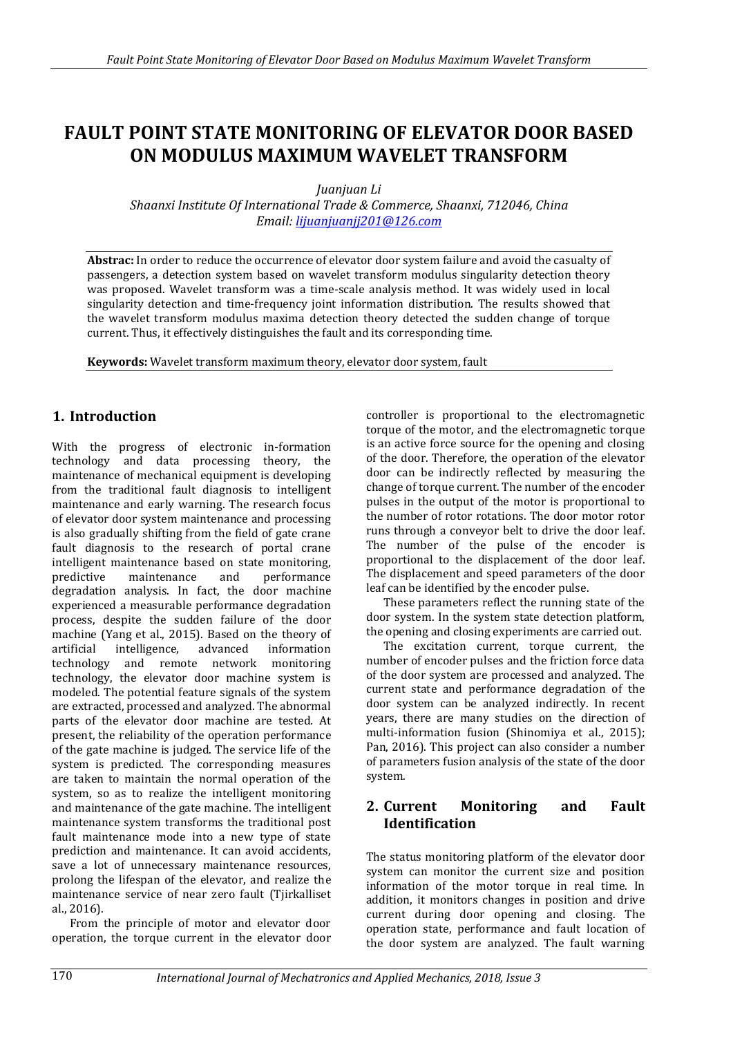# FAULT POINT STATE MONITORING OF ELEVATOR DOOR BASED ON MODULUS MAXIMUM WAVELET TRANSFORM

*Juanjuan Li*
*Shaanxi Institute Of International Trade & Commerce, Shaanxi, 712046, China*
*Email: lijuanjuanjj201@126.com*

**Abstrac:** In order to reduce the occurrence of elevator door system failure and avoid the casualty of passengers, a detection system based on wavelet transform modulus singularity detection theory was proposed. Wavelet transform was a time-scale analysis method. It was widely used in local singularity detection and time-frequency joint information distribution. The results showed that the wavelet transform modulus maxima detection theory detected the sudden change of torque current. Thus, it effectively distinguishes the fault and its corresponding time.

**Keywords:** Wavelet transform maximum theory, elevator door system, fault

## 1. Introduction

With the progress of electronic in-formation technology and data processing theory, the maintenance of mechanical equipment is developing from the traditional fault diagnosis to intelligent maintenance and early warning. The research focus of elevator door system maintenance and processing is also gradually shifting from the field of gate crane fault diagnosis to the research of portal crane intelligent maintenance based on state monitoring, predictive maintenance and performance degradation analysis. In fact, the door machine experienced a measurable performance degradation process, despite the sudden failure of the door machine (Yang et al., 2015). Based on the theory of artificial intelligence, advanced information technology and remote network monitoring technology, the elevator door machine system is modeled. The potential feature signals of the system are extracted, processed and analyzed. The abnormal parts of the elevator door machine are tested. At present, the reliability of the operation performance of the gate machine is judged. The service life of the system is predicted. The corresponding measures are taken to maintain the normal operation of the system, so as to realize the intelligent monitoring and maintenance of the gate machine. The intelligent maintenance system transforms the traditional post fault maintenance mode into a new type of state prediction and maintenance. It can avoid accidents, save a lot of unnecessary maintenance resources, prolong the lifespan of the elevator, and realize the maintenance service of near zero fault (Tjirkalliset al., 2016).

From the principle of motor and elevator door operation, the torque current in the elevator door controller is proportional to the electromagnetic torque of the motor, and the electromagnetic torque is an active force source for the opening and closing of the door. Therefore, the operation of the elevator door can be indirectly reflected by measuring the change of torque current. The number of the encoder pulses in the output of the motor is proportional to the number of rotor rotations. The door motor rotor runs through a conveyor belt to drive the door leaf. The number of the pulse of the encoder is proportional to the displacement of the door leaf. The displacement and speed parameters of the door leaf can be identified by the encoder pulse.

These parameters reflect the running state of the door system. In the system state detection platform, the opening and closing experiments are carried out.

The excitation current, torque current, the number of encoder pulses and the friction force data of the door system are processed and analyzed. The current state and performance degradation of the door system can be analyzed indirectly. In recent years, there are many studies on the direction of multi-information fusion (Shinomiya et al., 2015); Pan, 2016). This project can also consider a number of parameters fusion analysis of the state of the door system.

## 2. Current Monitoring and Fault Identification

The status monitoring platform of the elevator door system can monitor the current size and position information of the motor torque in real time. In addition, it monitors changes in position and drive current during door opening and closing. The operation state, performance and fault location of the door system are analyzed. The fault warning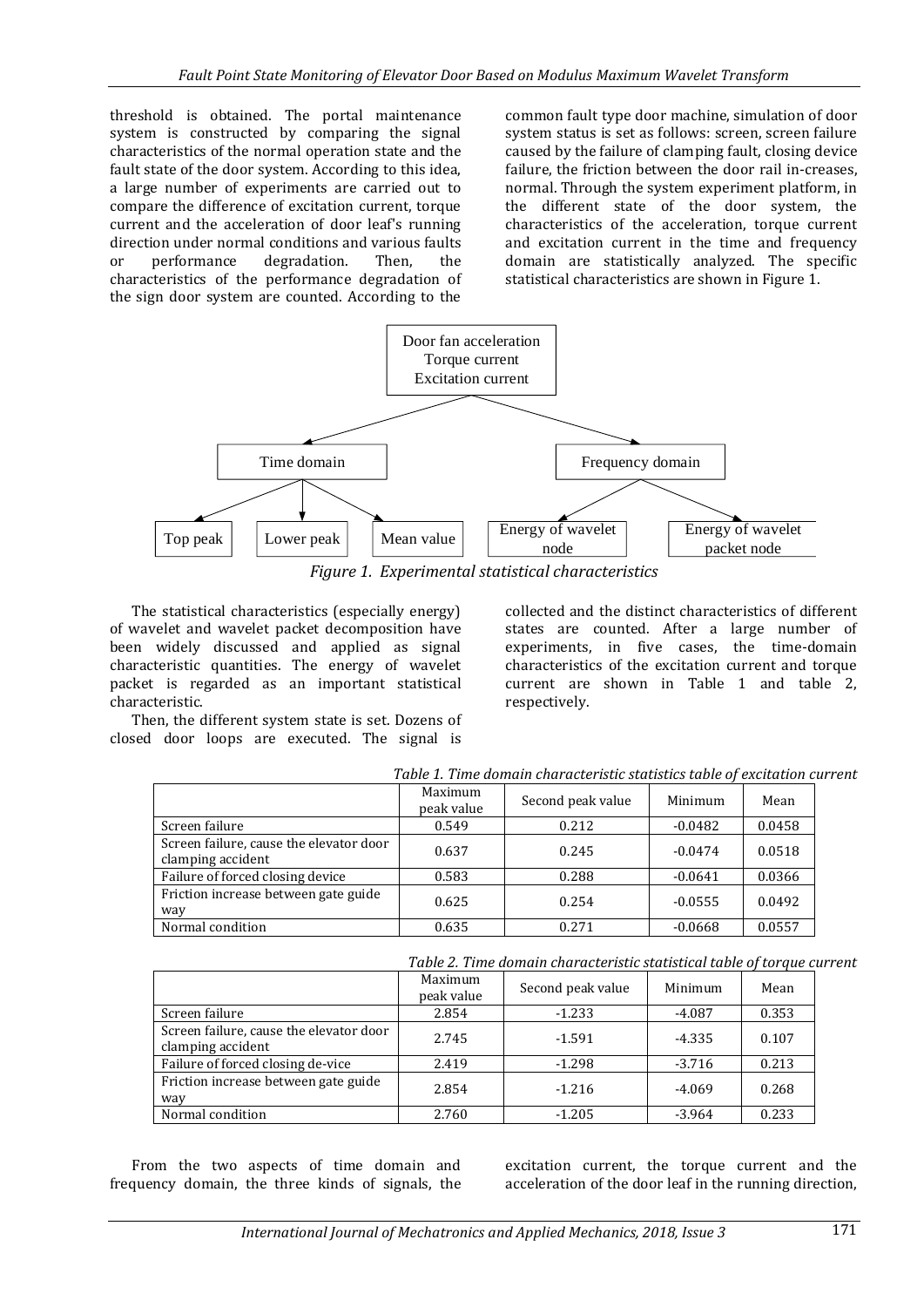threshold is obtained. The portal maintenance system is constructed by comparing the signal characteristics of the normal operation state and the fault state of the door system. According to this idea, a large number of experiments are carried out to compare the difference of excitation current, torque current and the acceleration of door leaf's running direction under normal conditions and various faults or performance degradation. Then, the characteristics of the performance degradation of the sign door system are counted. According to the common fault type door machine, simulation of door system status is set as follows: screen, screen failure caused by the failure of clamping fault, closing device failure, the friction between the door rail in-creases, normal. Through the system experiment platform, in the different state of the door system, the characteristics of the acceleration, torque current and excitation current in the time and frequency domain are statistically analyzed. The specific statistical characteristics are shown in Figure 1.

```
Door fan acceleration
Torque current
Excitation current
├── Time domain
│   ├── Top peak
│   ├── Lower peak
│   └── Mean value
└── Frequency domain
    ├── Energy of wavelet node
    └── Energy of wavelet packet node
```

*Figure 1. Experimental statistical characteristics*

The statistical characteristics (especially energy) of wavelet and wavelet packet decomposition have been widely discussed and applied as signal characteristic quantities. The energy of wavelet packet is regarded as an important statistical characteristic.

Then, the different system state is set. Dozens of closed door loops are executed. The signal is collected and the distinct characteristics of different states are counted. After a large number of experiments, in five cases, the time-domain characteristics of the excitation current and torque current are shown in Table 1 and table 2, respectively.

*Table 1. Time domain characteristic statistics table of excitation current*

| | Maximum peak value | Second peak value | Minimum | Mean |
|---|---|---|---|---|
| Screen failure | 0.549 | 0.212 | -0.0482 | 0.0458 |
| Screen failure, cause the elevator door clamping accident | 0.637 | 0.245 | -0.0474 | 0.0518 |
| Failure of forced closing device | 0.583 | 0.288 | -0.0641 | 0.0366 |
| Friction increase between gate guide way | 0.625 | 0.254 | -0.0555 | 0.0492 |
| Normal condition | 0.635 | 0.271 | -0.0668 | 0.0557 |

*Table 2. Time domain characteristic statistical table of torque current*

| | Maximum peak value | Second peak value | Minimum | Mean |
|---|---|---|---|---|
| Screen failure | 2.854 | -1.233 | -4.087 | 0.353 |
| Screen failure, cause the elevator door clamping accident | 2.745 | -1.591 | -4.335 | 0.107 |
| Failure of forced closing de-vice | 2.419 | -1.298 | -3.716 | 0.213 |
| Friction increase between gate guide way | 2.854 | -1.216 | -4.069 | 0.268 |
| Normal condition | 2.760 | -1.205 | -3.964 | 0.233 |

From the two aspects of time domain and frequency domain, the three kinds of signals, the excitation current, the torque current and the acceleration of the door leaf in the running direction,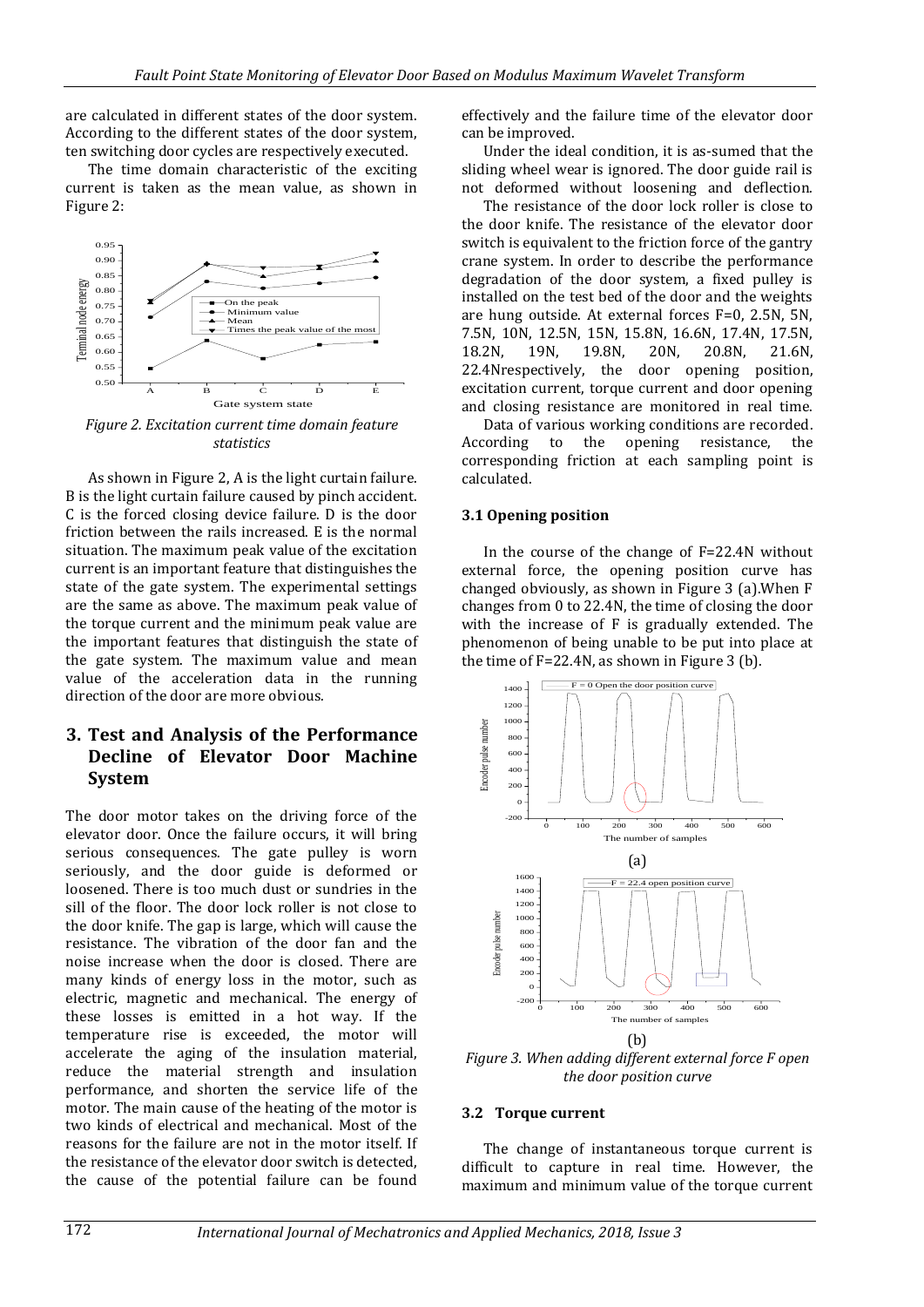are calculated in different states of the door system. According to the different states of the door system, ten switching door cycles are respectively executed.

The time domain characteristic of the exciting current is taken as the mean value, as shown in Figure 2:

*Figure 2. Excitation current time domain feature statistics*

As shown in Figure 2, A is the light curtain failure. B is the light curtain failure caused by pinch accident. C is the forced closing device failure. D is the door friction between the rails increased. E is the normal situation. The maximum peak value of the excitation current is an important feature that distinguishes the state of the gate system. The experimental settings are the same as above. The maximum peak value of the torque current and the minimum peak value are the important features that distinguish the state of the gate system. The maximum value and mean value of the acceleration data in the running direction of the door are more obvious.

## 3. Test and Analysis of the Performance Decline of Elevator Door Machine System

The door motor takes on the driving force of the elevator door. Once the failure occurs, it will bring serious consequences. The gate pulley is worn seriously, and the door guide is deformed or loosened. There is too much dust or sundries in the sill of the floor. The door lock roller is not close to the door knife. The gap is large, which will cause the resistance. The vibration of the door fan and the noise increase when the door is closed. There are many kinds of energy loss in the motor, such as electric, magnetic and mechanical. The energy of these losses is emitted in a hot way. If the temperature rise is exceeded, the motor will accelerate the aging of the insulation material, reduce the material strength and insulation performance, and shorten the service life of the motor. The main cause of the heating of the motor is two kinds of electrical and mechanical. Most of the reasons for the failure are not in the motor itself. If the resistance of the elevator door switch is detected, the cause of the potential failure can be found effectively and the failure time of the elevator door can be improved.

Under the ideal condition, it is as-sumed that the sliding wheel wear is ignored. The door guide rail is not deformed without loosening and deflection.

The resistance of the door lock roller is close to the door knife. The resistance of the elevator door switch is equivalent to the friction force of the gantry crane system. In order to describe the performance degradation of the door system, a fixed pulley is installed on the test bed of the door and the weights are hung outside. At external forces F=0, 2.5N, 5N, 7.5N, 10N, 12.5N, 15N, 15.8N, 16.6N, 17.4N, 17.5N, 18.2N, 19N, 19.8N, 20N, 20.8N, 21.6N, 22.4Nrespectively, the door opening position, excitation current, torque current and door opening and closing resistance are monitored in real time.

Data of various working conditions are recorded. According to the opening resistance, the corresponding friction at each sampling point is calculated.

### 3.1 Opening position

In the course of the change of F=22.4N without external force, the opening position curve has changed obviously, as shown in Figure 3 (a).When F changes from 0 to 22.4N, the time of closing the door with the increase of F is gradually extended. The phenomenon of being unable to be put into place at the time of F=22.4N, as shown in Figure 3 (b).

(a)

(b)

*Figure 3. When adding different external force F open the door position curve*

### 3.2 Torque current

The change of instantaneous torque current is difficult to capture in real time. However, the maximum and minimum value of the torque current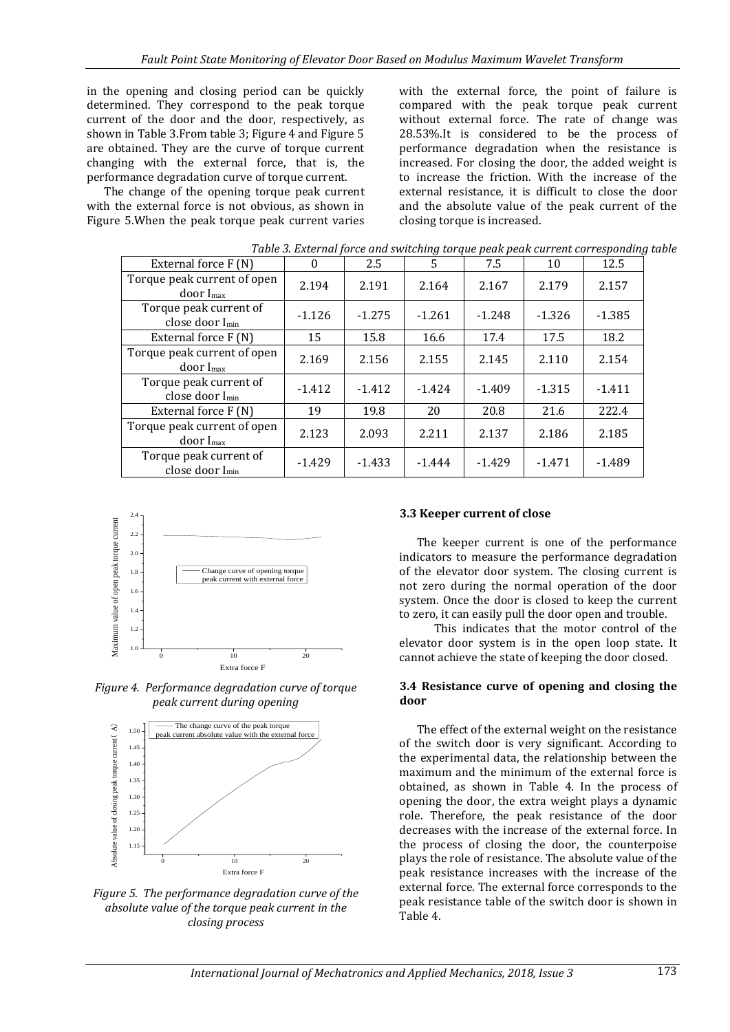in the opening and closing period can be quickly determined. They correspond to the peak torque current of the door and the door, respectively, as shown in Table 3.From table 3; Figure 4 and Figure 5 are obtained. They are the curve of torque current changing with the external force, that is, the performance degradation curve of torque current.

The change of the opening torque peak current with the external force is not obvious, as shown in Figure 5.When the peak torque peak current varies with the external force, the point of failure is compared with the peak torque peak current without external force. The rate of change was 28.53%.It is considered to be the process of performance degradation when the resistance is increased. For closing the door, the added weight is to increase the friction. With the increase of the external resistance, it is difficult to close the door and the absolute value of the peak current of the closing torque is increased.

*Table 3. External force and switching torque peak peak current corresponding table*

| External force F (N) | 0 | 2.5 | 5 | 7.5 | 10 | 12.5 |
|---|---|---|---|---|---|---|
| Torque peak current of open door $I_{max}$ | 2.194 | 2.191 | 2.164 | 2.167 | 2.179 | 2.157 |
| Torque peak current of close door $I_{min}$ | -1.126 | -1.275 | -1.261 | -1.248 | -1.326 | -1.385 |
| External force F (N) | 15 | 15.8 | 16.6 | 17.4 | 17.5 | 18.2 |
| Torque peak current of open door $I_{max}$ | 2.169 | 2.156 | 2.155 | 2.145 | 2.110 | 2.154 |
| Torque peak current of close door $I_{min}$ | -1.412 | -1.412 | -1.424 | -1.409 | -1.315 | -1.411 |
| External force F (N) | 19 | 19.8 | 20 | 20.8 | 21.6 | 222.4 |
| Torque peak current of open door $I_{max}$ | 2.123 | 2.093 | 2.211 | 2.137 | 2.186 | 2.185 |
| Torque peak current of close door $I_{min}$ | -1.429 | -1.433 | -1.444 | -1.429 | -1.471 | -1.489 |

*Figure 4. Performance degradation curve of torque peak current during opening*

*Figure 5. The performance degradation curve of the absolute value of the torque peak current in the closing process*

### 3.3 Keeper current of close

The keeper current is one of the performance indicators to measure the performance degradation of the elevator door system. The closing current is not zero during the normal operation of the door system. Once the door is closed to keep the current to zero, it can easily pull the door open and trouble.

This indicates that the motor control of the elevator door system is in the open loop state. It cannot achieve the state of keeping the door closed.

### 3.4 Resistance curve of opening and closing the door

The effect of the external weight on the resistance of the switch door is very significant. According to the experimental data, the relationship between the maximum and the minimum of the external force is obtained, as shown in Table 4. In the process of opening the door, the extra weight plays a dynamic role. Therefore, the peak resistance of the door decreases with the increase of the external force. In the process of closing the door, the counterpoise plays the role of resistance. The absolute value of the peak resistance increases with the increase of the external force. The external force corresponds to the peak resistance table of the switch door is shown in Table 4.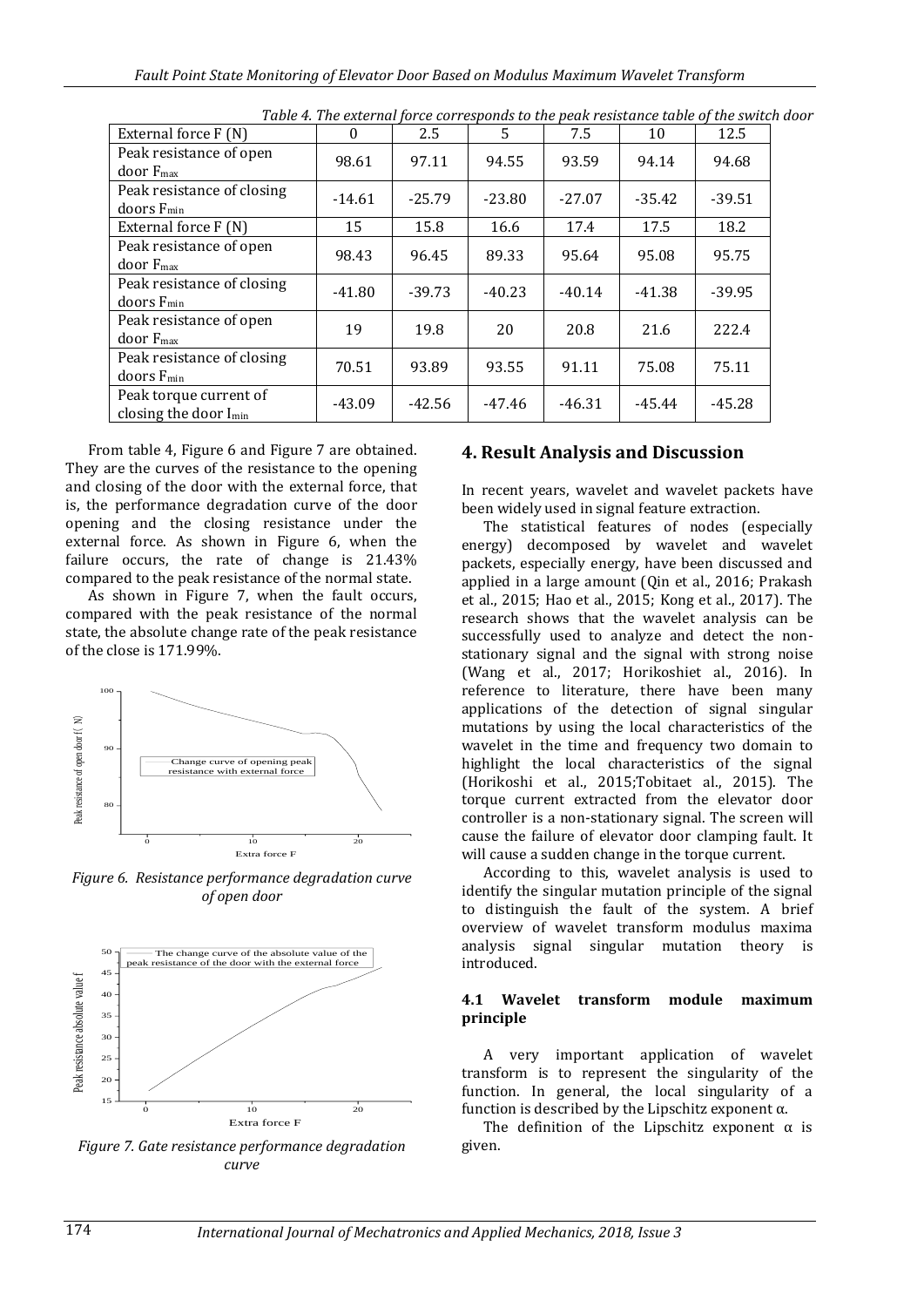*Table 4. The external force corresponds to the peak resistance table of the switch door*

| External force F (N) | 0 | 2.5 | 5 | 7.5 | 10 | 12.5 |
|---|---|---|---|---|---|---|
| Peak resistance of open door $F_{max}$ | 98.61 | 97.11 | 94.55 | 93.59 | 94.14 | 94.68 |
| Peak resistance of closing doors $F_{min}$ | -14.61 | -25.79 | -23.80 | -27.07 | -35.42 | -39.51 |
| External force F (N) | 15 | 15.8 | 16.6 | 17.4 | 17.5 | 18.2 |
| Peak resistance of open door $F_{max}$ | 98.43 | 96.45 | 89.33 | 95.64 | 95.08 | 95.75 |
| Peak resistance of closing doors $F_{min}$ | -41.80 | -39.73 | -40.23 | -40.14 | -41.38 | -39.95 |
| Peak resistance of open door $F_{max}$ | 19 | 19.8 | 20 | 20.8 | 21.6 | 222.4 |
| Peak resistance of closing doors $F_{min}$ | 70.51 | 93.89 | 93.55 | 91.11 | 75.08 | 75.11 |
| Peak torque current of closing the door $I_{min}$ | -43.09 | -42.56 | -47.46 | -46.31 | -45.44 | -45.28 |

From table 4, Figure 6 and Figure 7 are obtained. They are the curves of the resistance to the opening and closing of the door with the external force, that is, the performance degradation curve of the door opening and the closing resistance under the external force. As shown in Figure 6, when the failure occurs, the rate of change is 21.43% compared to the peak resistance of the normal state.

As shown in Figure 7, when the fault occurs, compared with the peak resistance of the normal state, the absolute change rate of the peak resistance of the close is 171.99%.

*Figure 6. Resistance performance degradation curve of open door*

*Figure 7. Gate resistance performance degradation curve*

## 4. Result Analysis and Discussion

In recent years, wavelet and wavelet packets have been widely used in signal feature extraction.

The statistical features of nodes (especially energy) decomposed by wavelet and wavelet packets, especially energy, have been discussed and applied in a large amount (Qin et al., 2016; Prakash et al., 2015; Hao et al., 2015; Kong et al., 2017). The research shows that the wavelet analysis can be successfully used to analyze and detect the non-stationary signal and the signal with strong noise (Wang et al., 2017; Horikoshiet al., 2016). In reference to literature, there have been many applications of the detection of signal singular mutations by using the local characteristics of the wavelet in the time and frequency two domain to highlight the local characteristics of the signal (Horikoshi et al., 2015;Tobitaet al., 2015). The torque current extracted from the elevator door controller is a non-stationary signal. The screen will cause the failure of elevator door clamping fault. It will cause a sudden change in the torque current.

According to this, wavelet analysis is used to identify the singular mutation principle of the signal to distinguish the fault of the system. A brief overview of wavelet transform modulus maxima analysis signal singular mutation theory is introduced.

### 4.1 Wavelet transform module maximum principle

A very important application of wavelet transform is to represent the singularity of the function. In general, the local singularity of a function is described by the Lipschitz exponent α.

The definition of the Lipschitz exponent α is given.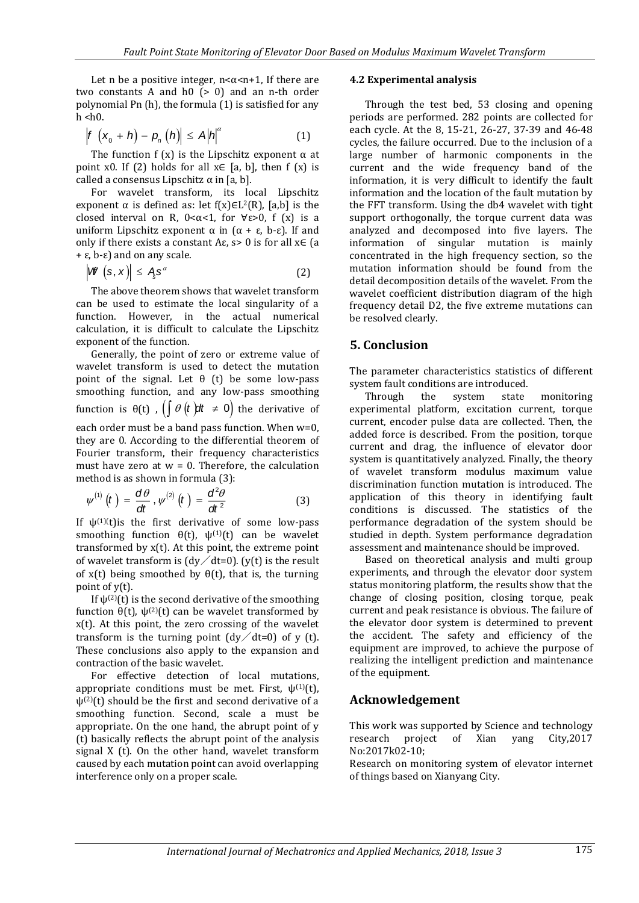Let n be a positive integer, $n<\alpha<n+1$, If there are two constants A and h0 (> 0) and an n-th order polynomial Pn (h), the formula (1) is satisfied for any h <h0.

$$\left|f\left(x_0+h\right)-p_n\left(h\right)\right| \le A\left|h\right|^{\alpha} \qquad (1)$$

The function f (x) is the Lipschitz exponent α at point x0. If (2) holds for all $x\in$ [a, b], then f (x) is called a consensus Lipschitz α in [a, b].

For wavelet transform, its local Lipschitz exponent α is defined as: let $f(x)\in L^2(R)$, [a,b] is the closed interval on R, $0<\alpha<1$, for $\forall\varepsilon>0$, f (x) is a uniform Lipschitz exponent α in (α + ε, b-ε). If and only if there exists a constant Aε, s> 0 is for all $x\in$ (a + ε, b-ε) and on any scale.

$$\left|Wf\left(s,x\right)\right| \le A_s s^{\alpha} \qquad (2)$$

The above theorem shows that wavelet transform can be used to estimate the local singularity of a function. However, in the actual numerical calculation, it is difficult to calculate the Lipschitz exponent of the function.

Generally, the point of zero or extreme value of wavelet transform is used to detect the mutation point of the signal. Let θ (t) be some low-pass smoothing function, and any low-pass smoothing function is θ(t) , $\left(\int \theta\left(t\right)dt \neq 0\right)$ the derivative of each order must be a band pass function. When w=0, they are 0. According to the differential theorem of Fourier transform, their frequency characteristics must have zero at w = 0. Therefore, the calculation method is as shown in formula (3):

$$\psi^{(1)}\left(t\right)=\frac{d\theta}{dt},\psi^{(2)}\left(t\right)=\frac{d^2\theta}{dt^2} \qquad (3)$$

If $\psi^{(1)}(t)$is the first derivative of some low-pass smoothing function θ(t), $\psi^{(1)}(t)$ can be wavelet transformed by x(t). At this point, the extreme point of wavelet transform is (dy／dt=0). (y(t) is the result of x(t) being smoothed by θ(t), that is, the turning point of y(t).

If $\psi^{(2)}(t)$ is the second derivative of the smoothing function θ(t), $\psi^{(2)}(t)$ can be wavelet transformed by x(t). At this point, the zero crossing of the wavelet transform is the turning point (dy／dt=0) of y (t). These conclusions also apply to the expansion and contraction of the basic wavelet.

For effective detection of local mutations, appropriate conditions must be met. First, $\psi^{(1)}(t)$, $\psi^{(2)}(t)$ should be the first and second derivative of a smoothing function. Second, scale a must be appropriate. On the one hand, the abrupt point of y (t) basically reflects the abrupt point of the analysis signal X (t). On the other hand, wavelet transform caused by each mutation point can avoid overlapping interference only on a proper scale.

### 4.2 Experimental analysis

Through the test bed, 53 closing and opening periods are performed. 282 points are collected for each cycle. At the 8, 15-21, 26-27, 37-39 and 46-48 cycles, the failure occurred. Due to the inclusion of a large number of harmonic components in the current and the wide frequency band of the information, it is very difficult to identify the fault information and the location of the fault mutation by the FFT transform. Using the db4 wavelet with tight support orthogonally, the torque current data was analyzed and decomposed into five layers. The information of singular mutation is mainly concentrated in the high frequency section, so the mutation information should be found from the detail decomposition details of the wavelet. From the wavelet coefficient distribution diagram of the high frequency detail D2, the five extreme mutations can be resolved clearly.

## 5. Conclusion

The parameter characteristics statistics of different system fault conditions are introduced.

Through the system state monitoring experimental platform, excitation current, torque current, encoder pulse data are collected. Then, the added force is described. From the position, torque current and drag, the influence of elevator door system is quantitatively analyzed. Finally, the theory of wavelet transform modulus maximum value discrimination function mutation is introduced. The application of this theory in identifying fault conditions is discussed. The statistics of the performance degradation of the system should be studied in depth. System performance degradation assessment and maintenance should be improved.

Based on theoretical analysis and multi group experiments, and through the elevator door system status monitoring platform, the results show that the change of closing position, closing torque, peak current and peak resistance is obvious. The failure of the elevator door system is determined to prevent the accident. The safety and efficiency of the equipment are improved, to achieve the purpose of realizing the intelligent prediction and maintenance of the equipment.

## Acknowledgement

This work was supported by Science and technology research project of Xian yang City,2017 No:2017k02-10;

Research on monitoring system of elevator internet of things based on Xianyang City.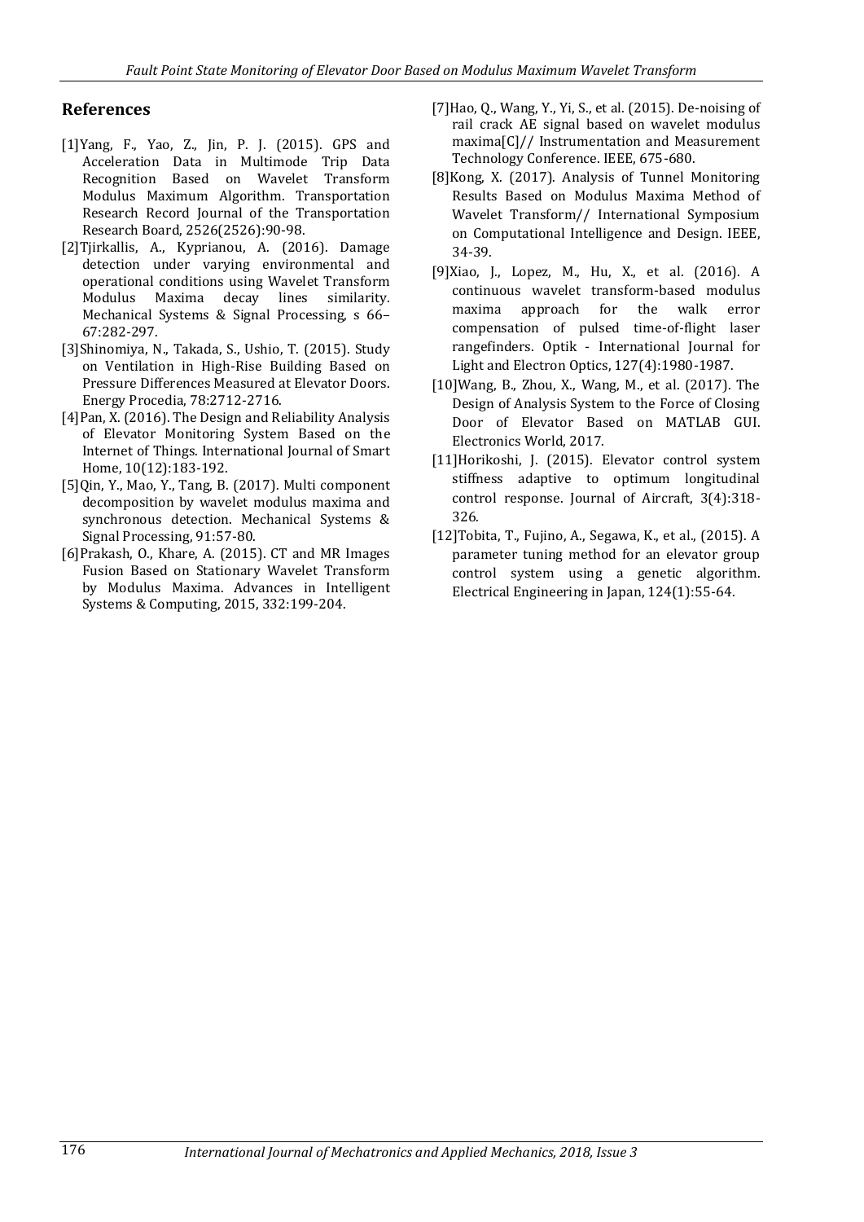## References

[1]Yang, F., Yao, Z., Jin, P. J. (2015). GPS and Acceleration Data in Multimode Trip Data Recognition Based on Wavelet Transform Modulus Maximum Algorithm. Transportation Research Record Journal of the Transportation Research Board, 2526(2526):90-98.

[2]Tjirkallis, A., Kyprianou, A. (2016). Damage detection under varying environmental and operational conditions using Wavelet Transform Modulus Maxima decay lines similarity. Mechanical Systems & Signal Processing, s 66–67:282-297.

[3]Shinomiya, N., Takada, S., Ushio, T. (2015). Study on Ventilation in High-Rise Building Based on Pressure Differences Measured at Elevator Doors. Energy Procedia, 78:2712-2716.

[4]Pan, X. (2016). The Design and Reliability Analysis of Elevator Monitoring System Based on the Internet of Things. International Journal of Smart Home, 10(12):183-192.

[5]Qin, Y., Mao, Y., Tang, B. (2017). Multi component decomposition by wavelet modulus maxima and synchronous detection. Mechanical Systems & Signal Processing, 91:57-80.

[6]Prakash, O., Khare, A. (2015). CT and MR Images Fusion Based on Stationary Wavelet Transform by Modulus Maxima. Advances in Intelligent Systems & Computing, 2015, 332:199-204.

[7]Hao, Q., Wang, Y., Yi, S., et al. (2015). De-noising of rail crack AE signal based on wavelet modulus maxima[C]// Instrumentation and Measurement Technology Conference. IEEE, 675-680.

[8]Kong, X. (2017). Analysis of Tunnel Monitoring Results Based on Modulus Maxima Method of Wavelet Transform// International Symposium on Computational Intelligence and Design. IEEE, 34-39.

[9]Xiao, J., Lopez, M., Hu, X., et al. (2016). A continuous wavelet transform-based modulus maxima approach for the walk error compensation of pulsed time-of-flight laser rangefinders. Optik - International Journal for Light and Electron Optics, 127(4):1980-1987.

[10]Wang, B., Zhou, X., Wang, M., et al. (2017). The Design of Analysis System to the Force of Closing Door of Elevator Based on MATLAB GUI. Electronics World, 2017.

[11]Horikoshi, J. (2015). Elevator control system stiffness adaptive to optimum longitudinal control response. Journal of Aircraft, 3(4):318-326.

[12]Tobita, T., Fujino, A., Segawa, K., et al., (2015). A parameter tuning method for an elevator group control system using a genetic algorithm. Electrical Engineering in Japan, 124(1):55-64.